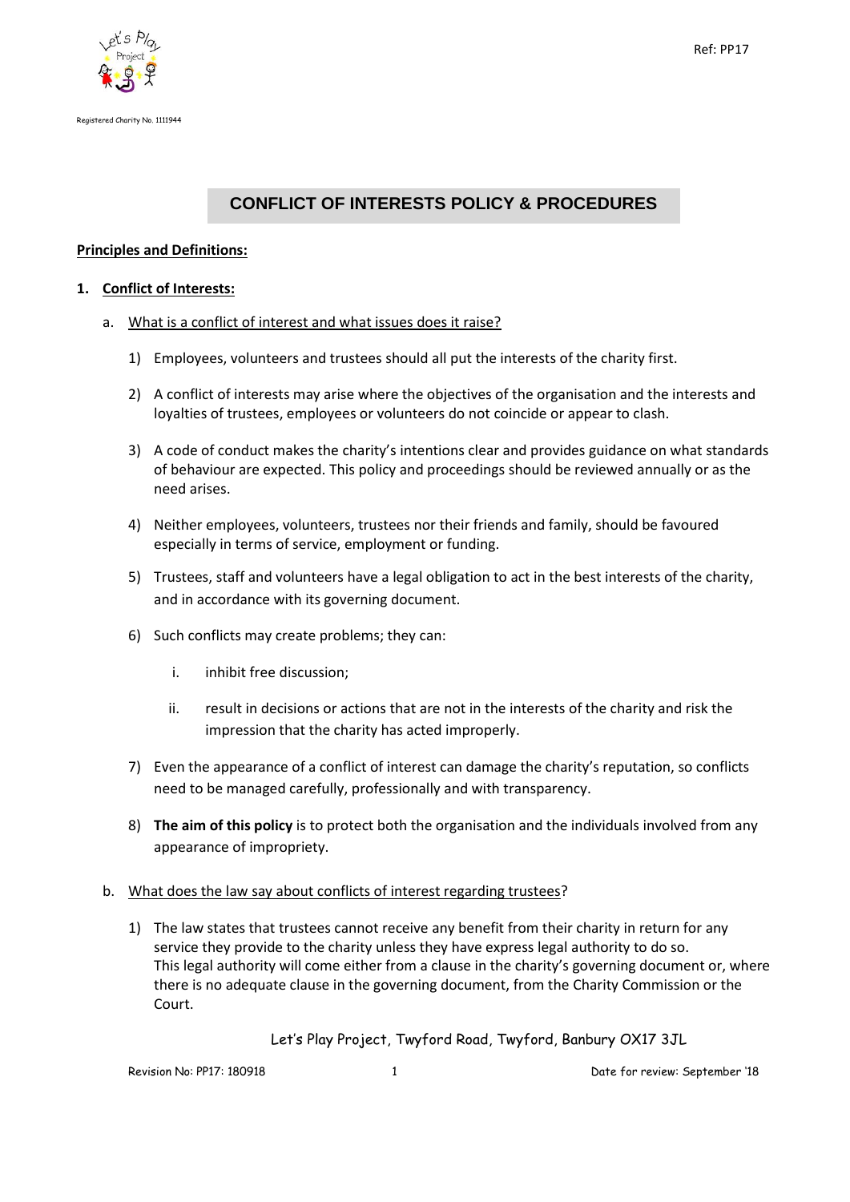Registered Charity No. 1111944

Ref: PP17

# CONFLICT OF INTERESTS POLICY & PROCEDURES

**Principles and Definitions:**

1. **Conflict of Interests:**

   a. What is a conflict of interest and what issues does it raise?

      1) Employees, volunteers and trustees should all put the interests of the charity first.

      2) A conflict of interests may arise where the objectives of the organisation and the interests and loyalties of trustees, employees or volunteers do not coincide or appear to clash.

      3) A code of conduct makes the charity's intentions clear and provides guidance on what standards of behaviour are expected. This policy and proceedings should be reviewed annually or as the need arises.

      4) Neither employees, volunteers, trustees nor their friends and family, should be favoured especially in terms of service, employment or funding.

      5) Trustees, staff and volunteers have a legal obligation to act in the best interests of the charity, and in accordance with its governing document.

      6) Such conflicts may create problems; they can:

         i. inhibit free discussion;

         ii. result in decisions or actions that are not in the interests of the charity and risk the impression that the charity has acted improperly.

      7) Even the appearance of a conflict of interest can damage the charity's reputation, so conflicts need to be managed carefully, professionally and with transparency.

      8) **The aim of this policy** is to protect both the organisation and the individuals involved from any appearance of impropriety.

   b. What does the law say about conflicts of interest regarding trustees?

      1) The law states that trustees cannot receive any benefit from their charity in return for any service they provide to the charity unless they have express legal authority to do so. This legal authority will come either from a clause in the charity's governing document or, where there is no adequate clause in the governing document, from the Charity Commission or the Court.

Let's Play Project, Twyford Road, Twyford, Banbury OX17 3JL

Revision No: PP17: 180918 Date for review: September '18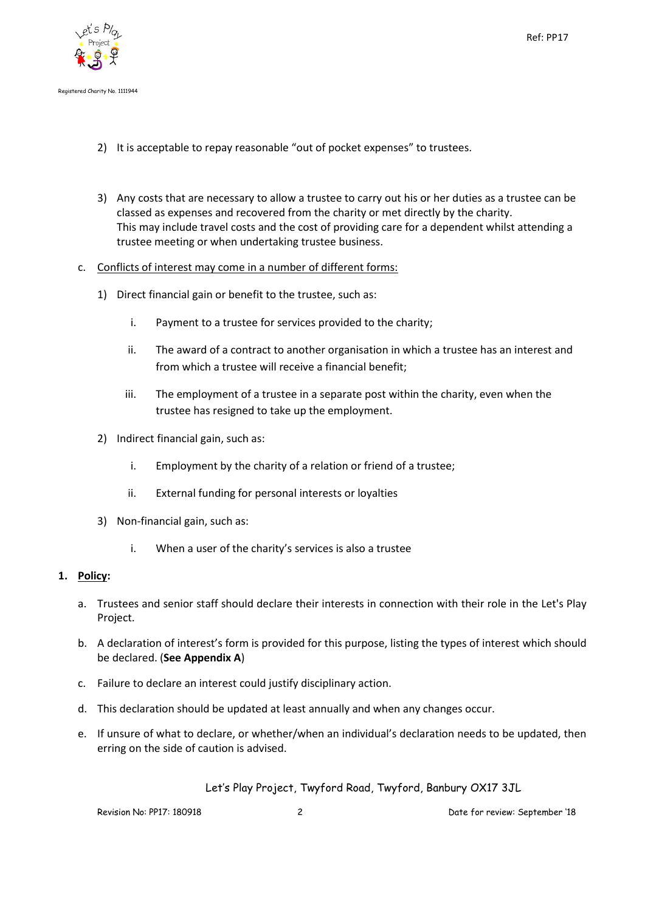2) It is acceptable to repay reasonable "out of pocket expenses" to trustees.

3) Any costs that are necessary to allow a trustee to carry out his or her duties as a trustee can be classed as expenses and recovered from the charity or met directly by the charity. This may include travel costs and the cost of providing care for a dependent whilst attending a trustee meeting or when undertaking trustee business.

c. Conflicts of interest may come in a number of different forms:

   1) Direct financial gain or benefit to the trustee, such as:

      i. Payment to a trustee for services provided to the charity;

      ii. The award of a contract to another organisation in which a trustee has an interest and from which a trustee will receive a financial benefit;

      iii. The employment of a trustee in a separate post within the charity, even when the trustee has resigned to take up the employment.

   2) Indirect financial gain, such as:

      i. Employment by the charity of a relation or friend of a trustee;

      ii. External funding for personal interests or loyalties

   3) Non-financial gain, such as:

      i. When a user of the charity's services is also a trustee

**1. Policy:**

a. Trustees and senior staff should declare their interests in connection with their role in the Let's Play Project.

b. A declaration of interest's form is provided for this purpose, listing the types of interest which should be declared. (**See Appendix A**)

c. Failure to declare an interest could justify disciplinary action.

d. This declaration should be updated at least annually and when any changes occur.

e. If unsure of what to declare, or whether/when an individual's declaration needs to be updated, then erring on the side of caution is advised.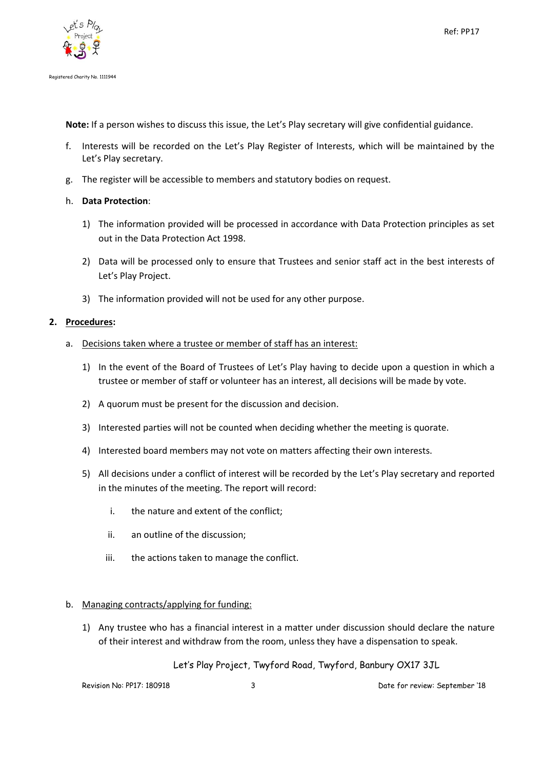**Note:** If a person wishes to discuss this issue, the Let's Play secretary will give confidential guidance.

f. Interests will be recorded on the Let's Play Register of Interests, which will be maintained by the Let's Play secretary.

g. The register will be accessible to members and statutory bodies on request.

h. **Data Protection**:

   1) The information provided will be processed in accordance with Data Protection principles as set out in the Data Protection Act 1998.

   2) Data will be processed only to ensure that Trustees and senior staff act in the best interests of Let's Play Project.

   3) The information provided will not be used for any other purpose.

**2. Procedures:**

a. Decisions taken where a trustee or member of staff has an interest:

   1) In the event of the Board of Trustees of Let's Play having to decide upon a question in which a trustee or member of staff or volunteer has an interest, all decisions will be made by vote.

   2) A quorum must be present for the discussion and decision.

   3) Interested parties will not be counted when deciding whether the meeting is quorate.

   4) Interested board members may not vote on matters affecting their own interests.

   5) All decisions under a conflict of interest will be recorded by the Let's Play secretary and reported in the minutes of the meeting. The report will record:

      i. the nature and extent of the conflict;

      ii. an outline of the discussion;

      iii. the actions taken to manage the conflict.

b. Managing contracts/applying for funding:

   1) Any trustee who has a financial interest in a matter under discussion should declare the nature of their interest and withdraw from the room, unless they have a dispensation to speak.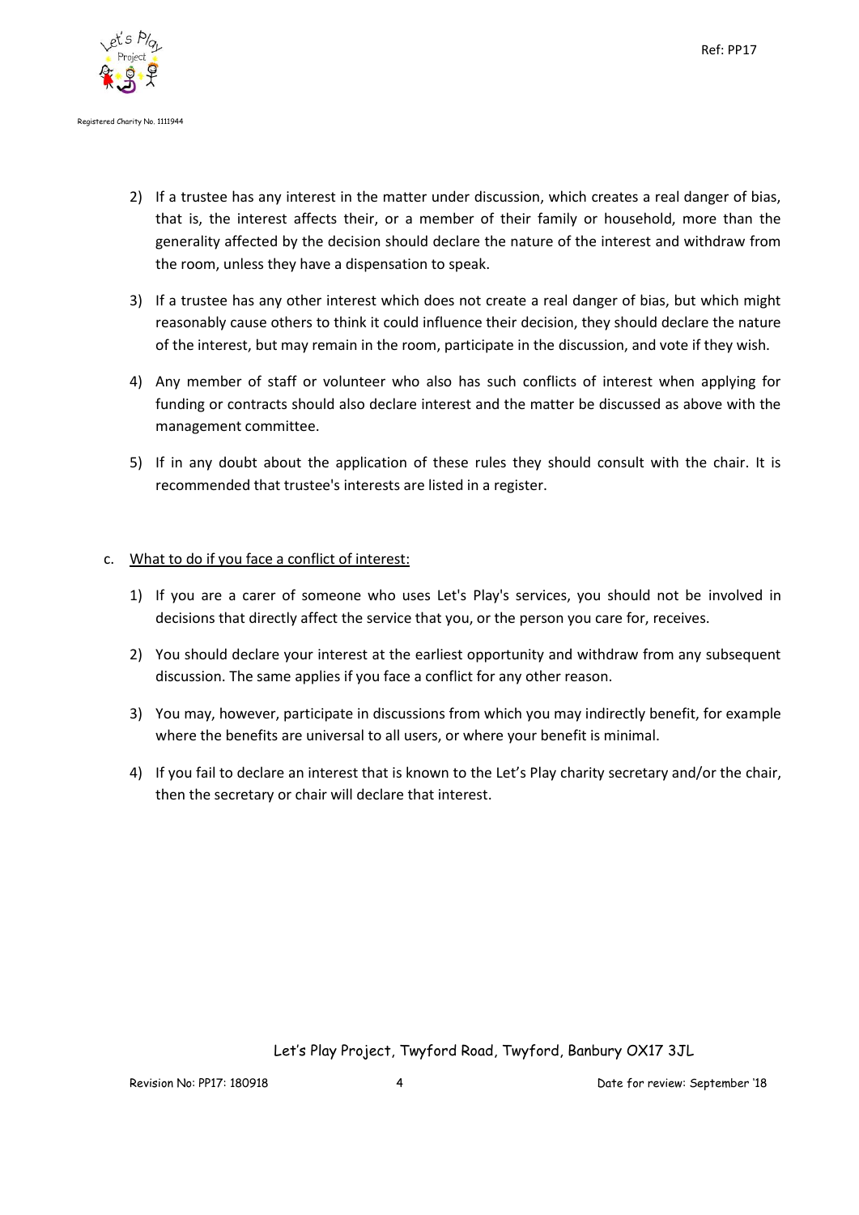2) If a trustee has any interest in the matter under discussion, which creates a real danger of bias, that is, the interest affects their, or a member of their family or household, more than the generality affected by the decision should declare the nature of the interest and withdraw from the room, unless they have a dispensation to speak.

3) If a trustee has any other interest which does not create a real danger of bias, but which might reasonably cause others to think it could influence their decision, they should declare the nature of the interest, but may remain in the room, participate in the discussion, and vote if they wish.

4) Any member of staff or volunteer who also has such conflicts of interest when applying for funding or contracts should also declare interest and the matter be discussed as above with the management committee.

5) If in any doubt about the application of these rules they should consult with the chair. It is recommended that trustee's interests are listed in a register.

c. <u>What to do if you face a conflict of interest:</u>

1) If you are a carer of someone who uses Let's Play's services, you should not be involved in decisions that directly affect the service that you, or the person you care for, receives.

2) You should declare your interest at the earliest opportunity and withdraw from any subsequent discussion. The same applies if you face a conflict for any other reason.

3) You may, however, participate in discussions from which you may indirectly benefit, for example where the benefits are universal to all users, or where your benefit is minimal.

4) If you fail to declare an interest that is known to the Let's Play charity secretary and/or the chair, then the secretary or chair will declare that interest.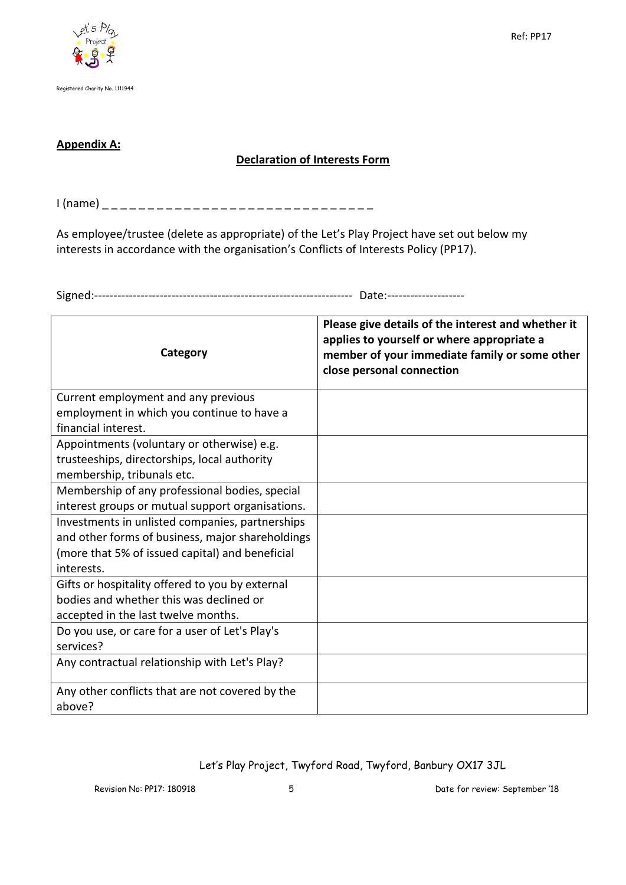Registered Charity No. 1111944

**Appendix A:**

**Declaration of Interests Form**

I (name) _ _ _ _ _ _ _ _ _ _ _ _ _ _ _ _ _ _ _ _ _ _ _ _ _ _ _ _ _ _

As employee/trustee (delete as appropriate) of the Let's Play Project have set out below my interests in accordance with the organisation's Conflicts of Interests Policy (PP17).

Signed:------------------------------------------------------------------ Date:--------------------

| Category | Please give details of the interest and whether it applies to yourself or where appropriate a member of your immediate family or some other close personal connection |
|---|---|
| Current employment and any previous employment in which you continue to have a financial interest. | |
| Appointments (voluntary or otherwise) e.g. trusteeships, directorships, local authority membership, tribunals etc. | |
| Membership of any professional bodies, special interest groups or mutual support organisations. | |
| Investments in unlisted companies, partnerships and other forms of business, major shareholdings (more that 5% of issued capital) and beneficial interests. | |
| Gifts or hospitality offered to you by external bodies and whether this was declined or accepted in the last twelve months. | |
| Do you use, or care for a user of Let's Play's services? | |
| Any contractual relationship with Let's Play? | |
| Any other conflicts that are not covered by the above? | |

Let's Play Project, Twyford Road, Twyford, Banbury OX17 3JL